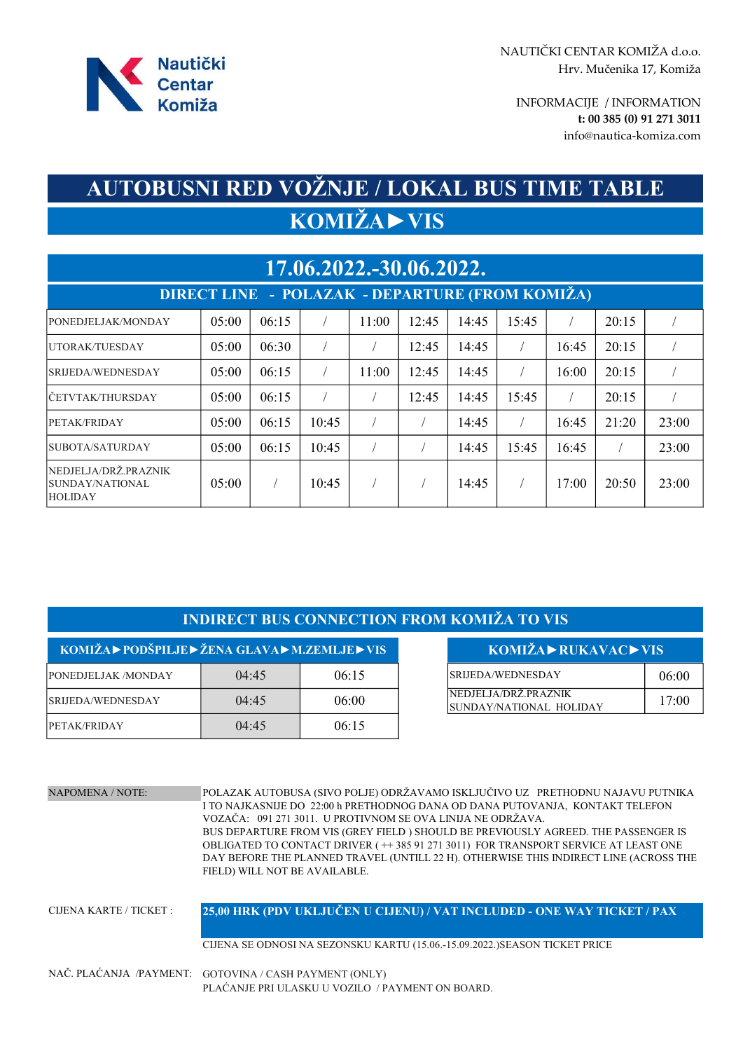NAUTIČKI CENTAR KOMIŽA d.o.o.
Hrv. Mučenika 17, Komiža

INFORMACIJE / INFORMATION
**t: 00 385 (0) 91 271 3011**
info@nautica-komiza.com

# AUTOBUSNI RED VOŽNJE / LOKAL BUS TIME TABLE

## KOMIŽA►VIS

## 17.06.2022.-30.06.2022.

### DIRECT LINE - POLAZAK - DEPARTURE (FROM KOMIŽA)

| | | | | | | | | | | |
|---|---|---|---|---|---|---|---|---|---|---|
| PONEDJELJAK/MONDAY | 05:00 | 06:15 | / | 11:00 | 12:45 | 14:45 | 15:45 | / | 20:15 | / |
| UTORAK/TUESDAY | 05:00 | 06:30 | / | / | 12:45 | 14:45 | / | 16:45 | 20:15 | / |
| SRIJEDA/WEDNESDAY | 05:00 | 06:15 | / | 11:00 | 12:45 | 14:45 | / | 16:00 | 20:15 | / |
| ČETVTAK/THURSDAY | 05:00 | 06:15 | / | / | 12:45 | 14:45 | 15:45 | / | 20:15 | / |
| PETAK/FRIDAY | 05:00 | 06:15 | 10:45 | / | / | 14:45 | / | 16:45 | 21:20 | 23:00 |
| SUBOTA/SATURDAY | 05:00 | 06:15 | 10:45 | / | / | 14:45 | 15:45 | 16:45 | / | 23:00 |
| NEDJELJA/DRŽ.PRAZNIK SUNDAY/NATIONAL HOLIDAY | 05:00 | / | 10:45 | / | / | 14:45 | / | 17:00 | 20:50 | 23:00 |

### INDIRECT BUS CONNECTION FROM KOMIŽA TO VIS

| KOMIŽA►PODŠPILJE►ŽENA GLAVA►M.ZEMLJE►VIS | | |
|---|---|---|
| PONEDJELJAK /MONDAY | 04:45 | 06:15 |
| SRIJEDA/WEDNESDAY | 04:45 | 06:00 |
| PETAK/FRIDAY | 04:45 | 06:15 |

| KOMIŽA►RUKAVAC►VIS | |
|---|---|
| SRIJEDA/WEDNESDAY | 06:00 |
| NEDJELJA/DRŽ.PRAZNIK SUNDAY/NATIONAL HOLIDAY | 17:00 |

NAPOMENA / NOTE: POLAZAK AUTOBUSA (SIVO POLJE) ODRŽAVAMO ISKLJUČIVO UZ PRETHODNU NAJAVU PUTNIKA I TO NAJKASNIJE DO 22:00 h PRETHODNOG DANA OD DANA PUTOVANJA, KONTAKT TELEFON VOZAČA: 091 271 3011. U PROTIVNOM SE OVA LINIJA NE ODRŽAVA.
BUS DEPARTURE FROM VIS (GREY FIELD ) SHOULD BE PREVIOUSLY AGREED. THE PASSENGER IS OBLIGATED TO CONTACT DRIVER ( ++ 385 91 271 3011) FOR TRANSPORT SERVICE AT LEAST ONE DAY BEFORE THE PLANNED TRAVEL (UNTILL 22 H). OTHERWISE THIS INDIRECT LINE (ACROSS THE FIELD) WILL NOT BE AVAILABLE.

CIJENA KARTE / TICKET : **25,00 HRK (PDV UKLJUČEN U CIJENU) / VAT INCLUDED - ONE WAY TICKET / PAX**

CIJENA SE ODNOSI NA SEZONSKU KARTU (15.06.-15.09.2022.)SEASON TICKET PRICE

NAČ. PLAĆANJA /PAYMENT: GOTOVINA / CASH PAYMENT (ONLY)
PLAĆANJE PRI ULASKU U VOZILO / PAYMENT ON BOARD.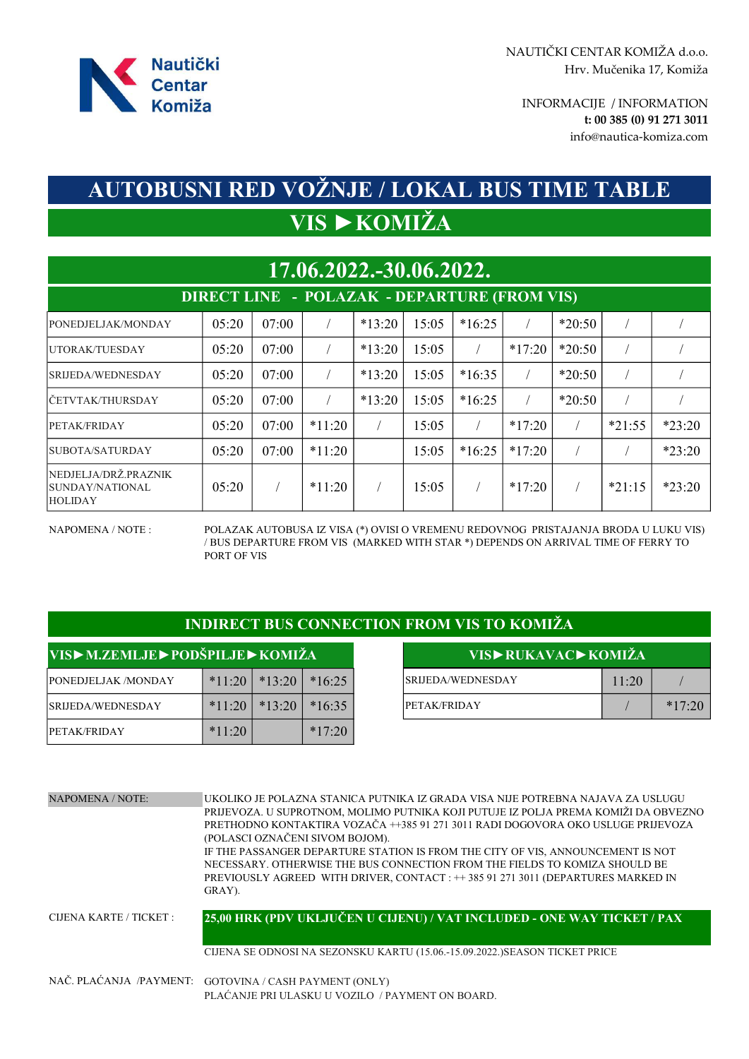NAUTIČKI CENTAR KOMIŽA d.o.o.
Hrv. Mučenika 17, Komiža

INFORMACIJE / INFORMATION
**t: 00 385 (0) 91 271 3011**
info@nautica-komiza.com

# AUTOBUSNI RED VOŽNJE / LOKAL BUS TIME TABLE

## VIS ►KOMIŽA

## 17.06.2022.-30.06.2022.

### DIRECT LINE - POLAZAK - DEPARTURE (FROM VIS)

| | | | | | | | | | | |
|---|---|---|---|---|---|---|---|---|---|---|
| PONEDJELJAK/MONDAY | 05:20 | 07:00 | / | *13:20 | 15:05 | *16:25 | / | *20:50 | / | / |
| UTORAK/TUESDAY | 05:20 | 07:00 | / | *13:20 | 15:05 | / | *17:20 | *20:50 | / | / |
| SRIJEDA/WEDNESDAY | 05:20 | 07:00 | / | *13:20 | 15:05 | *16:35 | / | *20:50 | / | / |
| ČETVTAK/THURSDAY | 05:20 | 07:00 | / | *13:20 | 15:05 | *16:25 | / | *20:50 | / | / |
| PETAK/FRIDAY | 05:20 | 07:00 | *11:20 | / | 15:05 | / | *17:20 | / | *21:55 | *23:20 |
| SUBOTA/SATURDAY | 05:20 | 07:00 | *11:20 | | 15:05 | *16:25 | *17:20 | / | / | *23:20 |
| NEDJELJA/DRŽ.PRAZNIK SUNDAY/NATIONAL HOLIDAY | 05:20 | / | *11:20 | / | 15:05 | / | *17:20 | / | *21:15 | *23:20 |

NAPOMENA / NOTE : POLAZAK AUTOBUSA IZ VISA (*) OVISI O VREMENU REDOVNOG PRISTAJANJA BRODA U LUKU VIS) / BUS DEPARTURE FROM VIS (MARKED WITH STAR *) DEPENDS ON ARRIVAL TIME OF FERRY TO PORT OF VIS

### INDIRECT BUS CONNECTION FROM VIS TO KOMIŽA

| VIS►M.ZEMLJE►PODŠPILJE►KOMIŽA | | | |
|---|---|---|---|
| PONEDJELJAK /MONDAY | *11:20 | *13:20 | *16:25 |
| SRIJEDA/WEDNESDAY | *11:20 | *13:20 | *16:35 |
| PETAK/FRIDAY | *11:20 | | *17:20 |

| VIS►RUKAVAC►KOMIŽA | | |
|---|---|---|
| SRIJEDA/WEDNESDAY | 11:20 | / |
| PETAK/FRIDAY | / | *17:20 |

NAPOMENA / NOTE: UKOLIKO JE POLAZNA STANICA PUTNIKA IZ GRADA VISA NIJE POTREBNA NAJAVA ZA USLUGU PRIJEVOZA. U SUPROTNOM, MOLIMO PUTNIKA KOJI PUTUJE IZ POLJA PREMA KOMIŽI DA OBVEZNO PRETHODNO KONTAKTIRA VOZAČA ++385 91 271 3011 RADI DOGOVORA OKO USLUGE PRIJEVOZA (POLASCI OZNAČENI SIVOM BOJOM).
IF THE PASSANGER DEPARTURE STATION IS FROM THE CITY OF VIS, ANNOUNCEMENT IS NOT NECESSARY. OTHERWISE THE BUS CONNECTION FROM THE FIELDS TO KOMIZA SHOULD BE PREVIOUSLY AGREED WITH DRIVER, CONTACT : ++ 385 91 271 3011 (DEPARTURES MARKED IN GRAY).

CIJENA KARTE / TICKET : **25,00 HRK (PDV UKLJUČEN U CIJENU) / VAT INCLUDED - ONE WAY TICKET / PAX**

CIJENA SE ODNOSI NA SEZONSKU KARTU (15.06.-15.09.2022.)SEASON TICKET PRICE

NAČ. PLAĆANJA /PAYMENT: GOTOVINA / CASH PAYMENT (ONLY)
PLAĆANJE PRI ULASKU U VOZILO / PAYMENT ON BOARD.